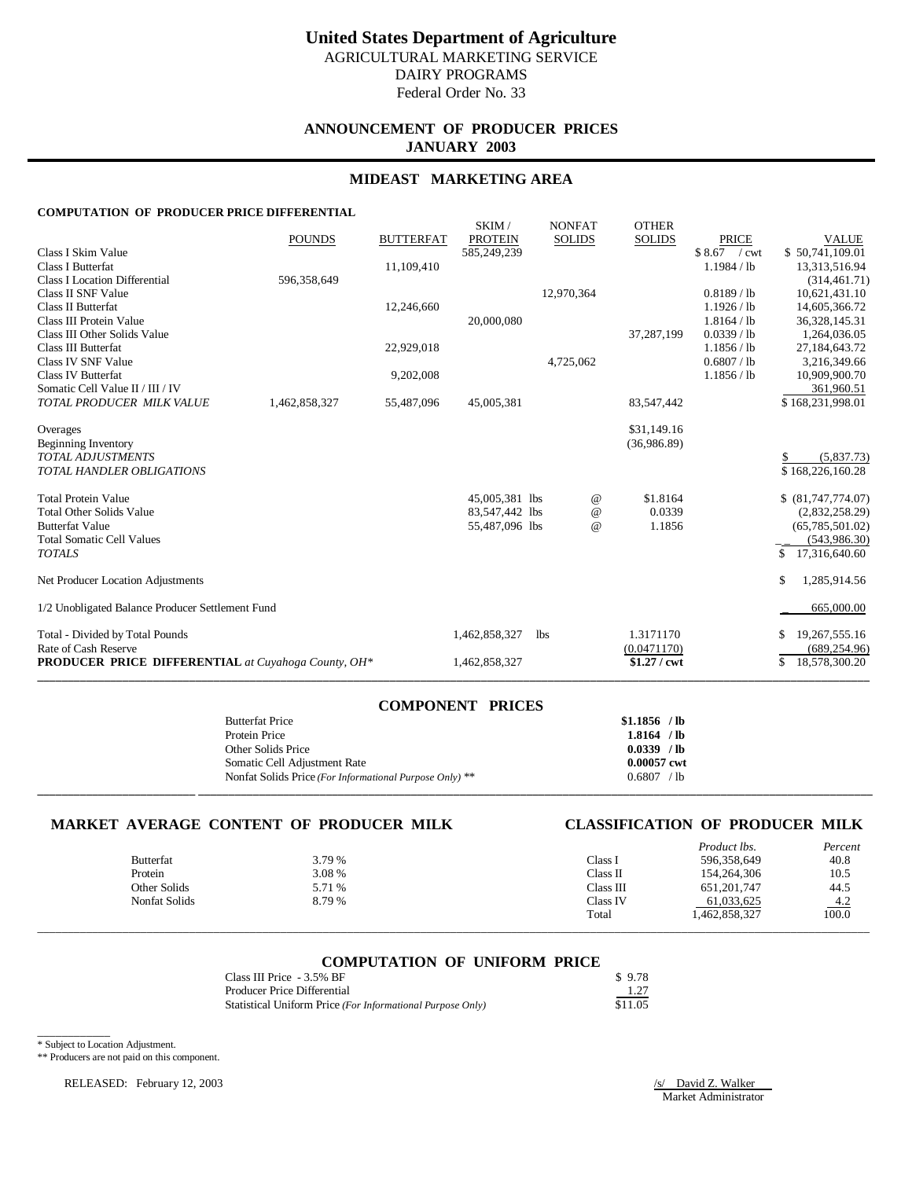# United States Department of Agriculture

AGRICULTURAL MARKETING SERVICE
DAIRY PROGRAMS
Federal Order No. 33

## ANNOUNCEMENT OF PRODUCER PRICES
## JANUARY 2003

## MIDEAST MARKETING AREA

### COMPUTATION OF PRODUCER PRICE DIFFERENTIAL

| | POUNDS | BUTTERFAT | SKIM / PROTEIN | NONFAT SOLIDS | OTHER SOLIDS | PRICE | VALUE |
|---|---|---|---|---|---|---|---|
| Class I Skim Value | | | 585,249,239 | | | $ 8.67 / cwt | $ 50,741,109.01 |
| Class I Butterfat | | 11,109,410 | | | | 1.1984 / lb | 13,313,516.94 |
| Class I Location Differential | 596,358,649 | | | | | | (314,461.71) |
| Class II SNF Value | | | | 12,970,364 | | 0.8189 / lb | 10,621,431.10 |
| Class II Butterfat | | 12,246,660 | | | | 1.1926 / lb | 14,605,366.72 |
| Class III Protein Value | | | 20,000,080 | | | 1.8164 / lb | 36,328,145.31 |
| Class III Other Solids Value | | | | | 37,287,199 | 0.0339 / lb | 1,264,036.05 |
| Class III Butterfat | | 22,929,018 | | | | 1.1856 / lb | 27,184,643.72 |
| Class IV SNF Value | | | | 4,725,062 | | 0.6807 / lb | 3,216,349.66 |
| Class IV Butterfat | | 9,202,008 | | | | 1.1856 / lb | 10,909,900.70 |
| Somatic Cell Value II / III / IV | | | | | | | 361,960.51 |
| *TOTAL PRODUCER MILK VALUE* | 1,462,858,327 | 55,487,096 | 45,005,381 | | 83,547,442 | | $ 168,231,998.01 |
| Overages | | | | | $31,149.16 | | |
| Beginning Inventory | | | | | (36,986.89) | | |
| *TOTAL ADJUSTMENTS* | | | | | | | $ (5,837.73) |
| *TOTAL HANDLER OBLIGATIONS* | | | | | | | $ 168,226,160.28 |
| Total Protein Value | | | 45,005,381 lbs | @ | $1.8164 | | $ (81,747,774.07) |
| Total Other Solids Value | | | 83,547,442 lbs | @ | 0.0339 | | (2,832,258.29) |
| Butterfat Value | | | 55,487,096 lbs | @ | 1.1856 | | (65,785,501.02) |
| Total Somatic Cell Values | | | | | | | (543,986.30) |
| *TOTALS* | | | | | | | $ 17,316,640.60 |
| Net Producer Location Adjustments | | | | | | | $ 1,285,914.56 |
| 1/2 Unobligated Balance Producer Settlement Fund | | | | | | | 665,000.00 |
| Total - Divided by Total Pounds | | | 1,462,858,327 | lbs | 1.3171170 | | $ 19,267,555.16 |
| Rate of Cash Reserve | | | | | (0.0471170) | | (689,254.96) |
| **PRODUCER PRICE DIFFERENTIAL** *at Cuyahoga County, OH\** | | | 1,462,858,327 | | **$1.27 / cwt** | | $ 18,578,300.20 |

### COMPONENT PRICES

| | |
|---|---|
| Butterfat Price | **$1.1856 / lb** |
| Protein Price | **1.8164 / lb** |
| Other Solids Price | **0.0339 / lb** |
| Somatic Cell Adjustment Rate | **0.00057 cwt** |
| Nonfat Solids Price *(For Informational Purpose Only)* ** | 0.6807 / lb |

### MARKET AVERAGE CONTENT OF PRODUCER MILK

| | |
|---|---|
| Butterfat | 3.79 % |
| Protein | 3.08 % |
| Other Solids | 5.71 % |
| Nonfat Solids | 8.79 % |

### CLASSIFICATION OF PRODUCER MILK

| | *Product lbs.* | *Percent* |
|---|---|---|
| Class I | 596,358,649 | 40.8 |
| Class II | 154,264,306 | 10.5 |
| Class III | 651,201,747 | 44.5 |
| Class IV | 61,033,625 | 4.2 |
| Total | 1,462,858,327 | 100.0 |

### COMPUTATION OF UNIFORM PRICE

| | |
|---|---|
| Class III Price - 3.5% BF | $ 9.78 |
| Producer Price Differential | 1.27 |
| Statistical Uniform Price *(For Informational Purpose Only)* | $11.05 |

\* Subject to Location Adjustment.

** Producers are not paid on this component.

RELEASED: February 12, 2003

/s/ David Z. Walker
Market Administrator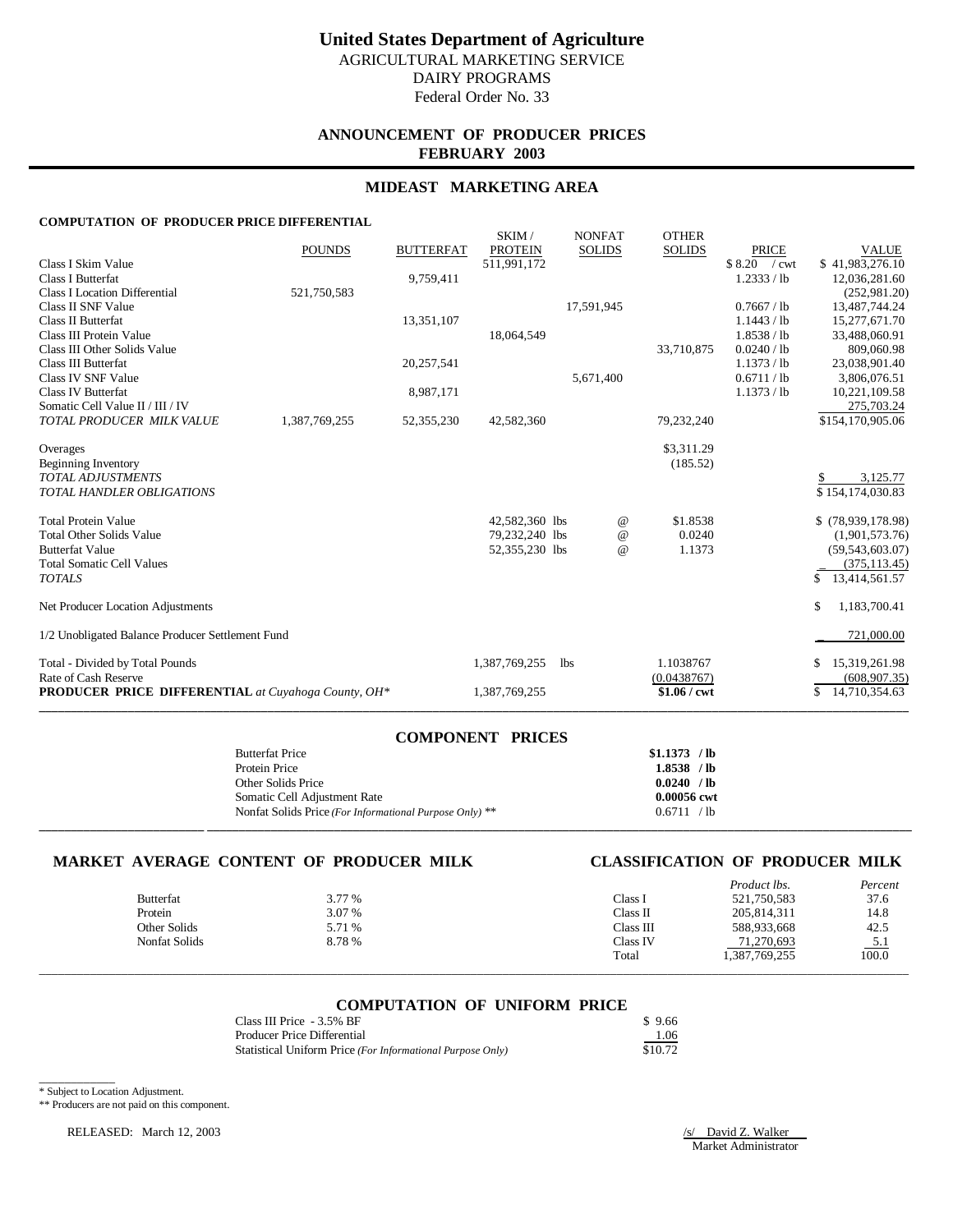# United States Department of Agriculture

AGRICULTURAL MARKETING SERVICE
DAIRY PROGRAMS
Federal Order No. 33

## ANNOUNCEMENT OF PRODUCER PRICES
## FEBRUARY 2003

## MIDEAST MARKETING AREA

### COMPUTATION OF PRODUCER PRICE DIFFERENTIAL

| | POUNDS | BUTTERFAT | SKIM / PROTEIN | NONFAT SOLIDS | OTHER SOLIDS | PRICE | VALUE |
|---|---|---|---|---|---|---|---|
| Class I Skim Value | | | 511,991,172 | | | $ 8.20 / cwt | $ 41,983,276.10 |
| Class I Butterfat | | 9,759,411 | | | | 1.2333 / lb | 12,036,281.60 |
| Class I Location Differential | 521,750,583 | | | | | | (252,981.20) |
| Class II SNF Value | | | | 17,591,945 | | 0.7667 / lb | 13,487,744.24 |
| Class II Butterfat | | 13,351,107 | | | | 1.1443 / lb | 15,277,671.70 |
| Class III Protein Value | | | 18,064,549 | | | 1.8538 / lb | 33,488,060.91 |
| Class III Other Solids Value | | | | | 33,710,875 | 0.0240 / lb | 809,060.98 |
| Class III Butterfat | | 20,257,541 | | | | 1.1373 / lb | 23,038,901.40 |
| Class IV SNF Value | | | | 5,671,400 | | 0.6711 / lb | 3,806,076.51 |
| Class IV Butterfat | | 8,987,171 | | | | 1.1373 / lb | 10,221,109.58 |
| Somatic Cell Value II / III / IV | | | | | | | 275,703.24 |
| *TOTAL PRODUCER MILK VALUE* | 1,387,769,255 | 52,355,230 | 42,582,360 | | 79,232,240 | | $154,170,905.06 |
| Overages | | | | | $3,311.29 | | |
| Beginning Inventory | | | | | (185.52) | | |
| *TOTAL ADJUSTMENTS* | | | | | | | $ 3,125.77 |
| *TOTAL HANDLER OBLIGATIONS* | | | | | | | $ 154,174,030.83 |
| Total Protein Value | | | 42,582,360 lbs | @ | $1.8538 | | $ (78,939,178.98) |
| Total Other Solids Value | | | 79,232,240 lbs | @ | 0.0240 | | (1,901,573.76) |
| Butterfat Value | | | 52,355,230 lbs | @ | 1.1373 | | (59,543,603.07) |
| Total Somatic Cell Values | | | | | | | (375,113.45) |
| *TOTALS* | | | | | | | $ 13,414,561.57 |
| Net Producer Location Adjustments | | | | | | | $ 1,183,700.41 |
| 1/2 Unobligated Balance Producer Settlement Fund | | | | | | | 721,000.00 |
| Total - Divided by Total Pounds | | | 1,387,769,255 | lbs | 1.1038767 | | $ 15,319,261.98 |
| Rate of Cash Reserve | | | | | (0.0438767) | | (608,907.35) |
| **PRODUCER PRICE DIFFERENTIAL** *at Cuyahoga County, OH\** | | | 1,387,769,255 | | **$1.06 / cwt** | | $ 14,710,354.63 |

### COMPONENT PRICES

| | |
|---|---|
| Butterfat Price | **$1.1373 / lb** |
| Protein Price | **1.8538 / lb** |
| Other Solids Price | **0.0240 / lb** |
| Somatic Cell Adjustment Rate | **0.00056 cwt** |
| Nonfat Solids Price *(For Informational Purpose Only)* ** | 0.6711 / lb |

### MARKET AVERAGE CONTENT OF PRODUCER MILK

| | |
|---|---|
| Butterfat | 3.77 % |
| Protein | 3.07 % |
| Other Solids | 5.71 % |
| Nonfat Solids | 8.78 % |

### CLASSIFICATION OF PRODUCER MILK

| | *Product lbs.* | *Percent* |
|---|---|---|
| Class I | 521,750,583 | 37.6 |
| Class II | 205,814,311 | 14.8 |
| Class III | 588,933,668 | 42.5 |
| Class IV | 71,270,693 | 5.1 |
| Total | 1,387,769,255 | 100.0 |

### COMPUTATION OF UNIFORM PRICE

| | |
|---|---|
| Class III Price - 3.5% BF | $ 9.66 |
| Producer Price Differential | 1.06 |
| Statistical Uniform Price *(For Informational Purpose Only)* | $10.72 |

\* Subject to Location Adjustment.

** Producers are not paid on this component.

RELEASED: March 12, 2003

/s/ David Z. Walker
Market Administrator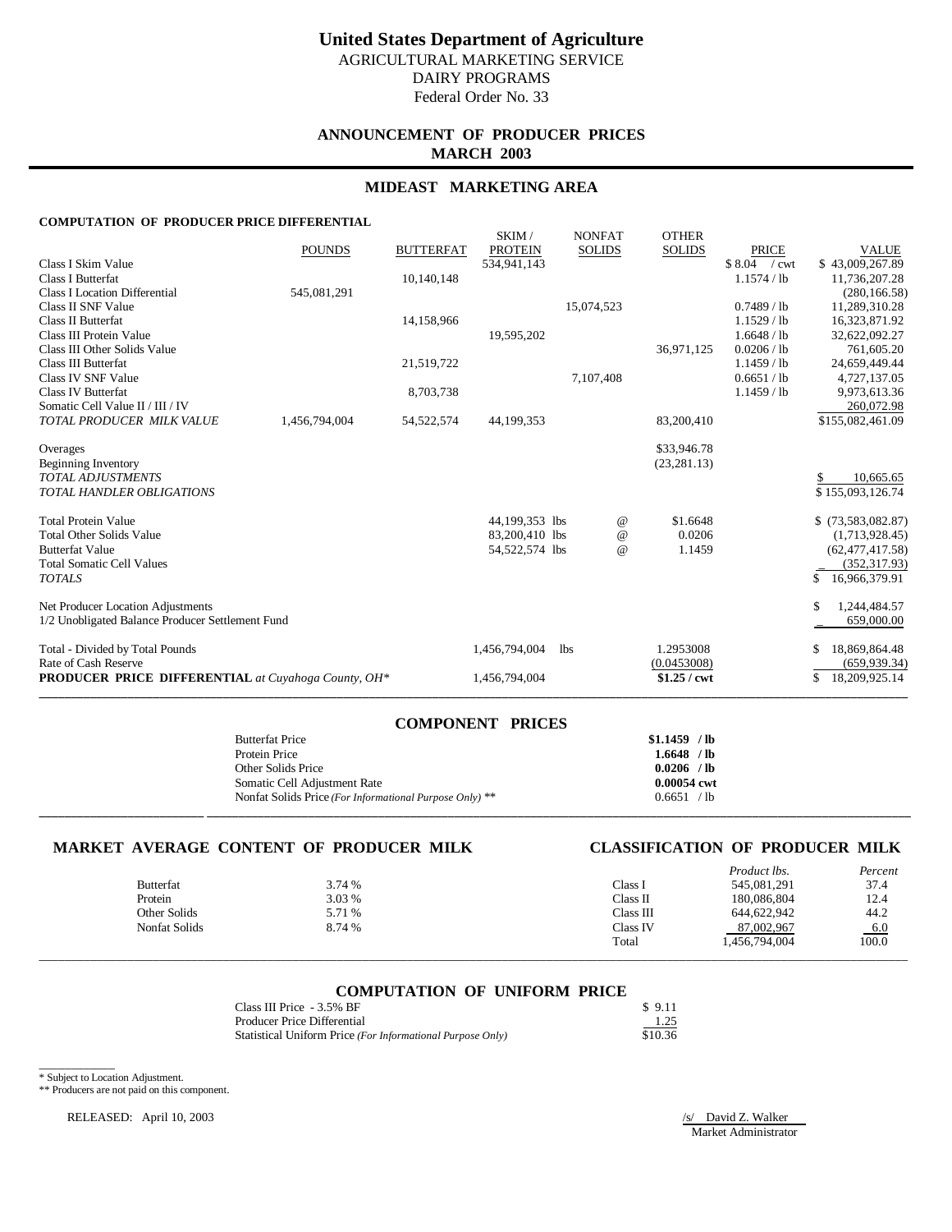# United States Department of Agriculture

AGRICULTURAL MARKETING SERVICE
DAIRY PROGRAMS
Federal Order No. 33

## ANNOUNCEMENT OF PRODUCER PRICES
## MARCH 2003

## MIDEAST MARKETING AREA

### COMPUTATION OF PRODUCER PRICE DIFFERENTIAL

| | POUNDS | BUTTERFAT | SKIM / PROTEIN | NONFAT SOLIDS | OTHER SOLIDS | PRICE | VALUE |
|---|---|---|---|---|---|---|---|
| Class I Skim Value | | | 534,941,143 | | | $ 8.04 / cwt | $ 43,009,267.89 |
| Class I Butterfat | | 10,140,148 | | | | 1.1574 / lb | 11,736,207.28 |
| Class I Location Differential | 545,081,291 | | | | | | (280,166.58) |
| Class II SNF Value | | | | 15,074,523 | | 0.7489 / lb | 11,289,310.28 |
| Class II Butterfat | | 14,158,966 | | | | 1.1529 / lb | 16,323,871.92 |
| Class III Protein Value | | | 19,595,202 | | | 1.6648 / lb | 32,622,092.27 |
| Class III Other Solids Value | | | | | 36,971,125 | 0.0206 / lb | 761,605.20 |
| Class III Butterfat | | 21,519,722 | | | | 1.1459 / lb | 24,659,449.44 |
| Class IV SNF Value | | | | 7,107,408 | | 0.6651 / lb | 4,727,137.05 |
| Class IV Butterfat | | 8,703,738 | | | | 1.1459 / lb | 9,973,613.36 |
| Somatic Cell Value II / III / IV | | | | | | | 260,072.98 |
| *TOTAL PRODUCER MILK VALUE* | 1,456,794,004 | 54,522,574 | 44,199,353 | | 83,200,410 | | $155,082,461.09 |
| Overages | | | | | $33,946.78 | | |
| Beginning Inventory | | | | | (23,281.13) | | |
| *TOTAL ADJUSTMENTS* | | | | | | | $ 10,665.65 |
| *TOTAL HANDLER OBLIGATIONS* | | | | | | | $ 155,093,126.74 |
| Total Protein Value | | | 44,199,353 lbs | @ | $1.6648 | | $ (73,583,082.87) |
| Total Other Solids Value | | | 83,200,410 lbs | @ | 0.0206 | | (1,713,928.45) |
| Butterfat Value | | | 54,522,574 lbs | @ | 1.1459 | | (62,477,417.58) |
| Total Somatic Cell Values | | | | | | | (352,317.93) |
| *TOTALS* | | | | | | | $ 16,966,379.91 |
| Net Producer Location Adjustments | | | | | | | $ 1,244,484.57 |
| 1/2 Unobligated Balance Producer Settlement Fund | | | | | | | 659,000.00 |
| Total - Divided by Total Pounds | | | 1,456,794,004 | lbs | 1.2953008 | | $ 18,869,864.48 |
| Rate of Cash Reserve | | | | | (0.0453008) | | (659,939.34) |
| **PRODUCER PRICE DIFFERENTIAL** *at Cuyahoga County, OH\** | | | 1,456,794,004 | | **$1.25 / cwt** | | $ 18,209,925.14 |

### COMPONENT PRICES

| | |
|---|---|
| Butterfat Price | **$1.1459 / lb** |
| Protein Price | **1.6648 / lb** |
| Other Solids Price | **0.0206 / lb** |
| Somatic Cell Adjustment Rate | **0.00054 cwt** |
| Nonfat Solids Price *(For Informational Purpose Only)* ** | 0.6651 / lb |

### MARKET AVERAGE CONTENT OF PRODUCER MILK

| | |
|---|---|
| Butterfat | 3.74 % |
| Protein | 3.03 % |
| Other Solids | 5.71 % |
| Nonfat Solids | 8.74 % |

### CLASSIFICATION OF PRODUCER MILK

| | *Product lbs.* | *Percent* |
|---|---|---|
| Class I | 545,081,291 | 37.4 |
| Class II | 180,086,804 | 12.4 |
| Class III | 644,622,942 | 44.2 |
| Class IV | 87,002,967 | 6.0 |
| Total | 1,456,794,004 | 100.0 |

### COMPUTATION OF UNIFORM PRICE

| | |
|---|---|
| Class III Price - 3.5% BF | $ 9.11 |
| Producer Price Differential | 1.25 |
| Statistical Uniform Price *(For Informational Purpose Only)* | $10.36 |

\* Subject to Location Adjustment.
** Producers are not paid on this component.

RELEASED: April 10, 2003

/s/ David Z. Walker
Market Administrator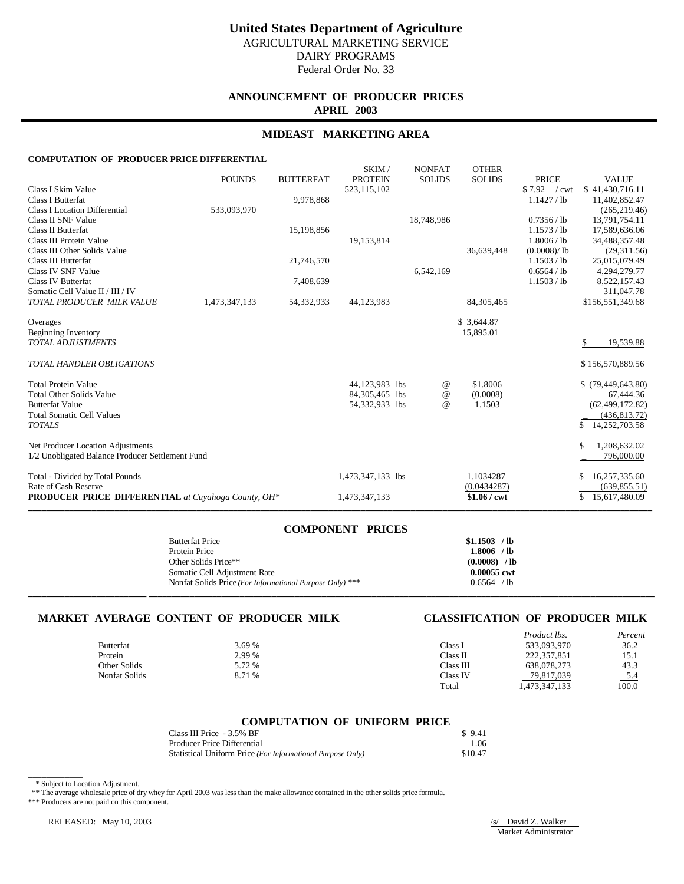# United States Department of Agriculture

AGRICULTURAL MARKETING SERVICE
DAIRY PROGRAMS
Federal Order No. 33

## ANNOUNCEMENT OF PRODUCER PRICES
## APRIL 2003

## MIDEAST MARKETING AREA

### COMPUTATION OF PRODUCER PRICE DIFFERENTIAL

| | POUNDS | BUTTERFAT | SKIM / PROTEIN | NONFAT SOLIDS | OTHER SOLIDS | PRICE | VALUE |
|---|---|---|---|---|---|---|---|
| Class I Skim Value | | | 523,115,102 | | | $ 7.92 / cwt | $ 41,430,716.11 |
| Class I Butterfat | | 9,978,868 | | | | 1.1427 / lb | 11,402,852.47 |
| Class I Location Differential | 533,093,970 | | | | | | (265,219.46) |
| Class II SNF Value | | | | 18,748,986 | | 0.7356 / lb | 13,791,754.11 |
| Class II Butterfat | | 15,198,856 | | | | 1.1573 / lb | 17,589,636.06 |
| Class III Protein Value | | | 19,153,814 | | | 1.8006 / lb | 34,488,357.48 |
| Class III Other Solids Value | | | | | 36,639,448 | (0.0008)/ lb | (29,311.56) |
| Class III Butterfat | | 21,746,570 | | | | 1.1503 / lb | 25,015,079.49 |
| Class IV SNF Value | | | | 6,542,169 | | 0.6564 / lb | 4,294,279.77 |
| Class IV Butterfat | | 7,408,639 | | | | 1.1503 / lb | 8,522,157.43 |
| Somatic Cell Value II / III / IV | | | | | | | 311,047.78 |
| *TOTAL PRODUCER MILK VALUE* | 1,473,347,133 | 54,332,933 | 44,123,983 | | 84,305,465 | | $156,551,349.68 |
| Overages | | | | | $ 3,644.87 | | |
| Beginning Inventory | | | | | 15,895.01 | | |
| *TOTAL ADJUSTMENTS* | | | | | | | $ 19,539.88 |
| *TOTAL HANDLER OBLIGATIONS* | | | | | | | $ 156,570,889.56 |
| Total Protein Value | | | 44,123,983 lbs | @ | $1.8006 | | $ (79,449,643.80) |
| Total Other Solids Value | | | 84,305,465 lbs | @ | (0.0008) | | 67,444.36 |
| Butterfat Value | | | 54,332,933 lbs | @ | 1.1503 | | (62,499,172.82) |
| Total Somatic Cell Values | | | | | | | (436,813.72) |
| *TOTALS* | | | | | | | $ 14,252,703.58 |
| Net Producer Location Adjustments | | | | | | | $ 1,208,632.02 |
| 1/2 Unobligated Balance Producer Settlement Fund | | | | | | | 796,000.00 |
| Total - Divided by Total Pounds | | | 1,473,347,133 lbs | | 1.1034287 | | $ 16,257,335.60 |
| Rate of Cash Reserve | | | | | (0.0434287) | | (639,855.51) |
| **PRODUCER PRICE DIFFERENTIAL** *at Cuyahoga County, OH\** | | | 1,473,347,133 | | **$1.06 / cwt** | | $ 15,617,480.09 |

## COMPONENT PRICES

| | |
|---|---|
| Butterfat Price | **$1.1503 / lb** |
| Protein Price | **1.8006 / lb** |
| Other Solids Price** | **(0.0008) / lb** |
| Somatic Cell Adjustment Rate | **0.00055 cwt** |
| Nonfat Solids Price *(For Informational Purpose Only)* *** | 0.6564 / lb |

## MARKET AVERAGE CONTENT OF PRODUCER MILK

| | |
|---|---|
| Butterfat | 3.69 % |
| Protein | 2.99 % |
| Other Solids | 5.72 % |
| Nonfat Solids | 8.71 % |

## CLASSIFICATION OF PRODUCER MILK

| | *Product lbs.* | *Percent* |
|---|---|---|
| Class I | 533,093,970 | 36.2 |
| Class II | 222,357,851 | 15.1 |
| Class III | 638,078,273 | 43.3 |
| Class IV | 79,817,039 | 5.4 |
| Total | 1,473,347,133 | 100.0 |

## COMPUTATION OF UNIFORM PRICE

| | |
|---|---|
| Class III Price - 3.5% BF | $ 9.41 |
| Producer Price Differential | 1.06 |
| Statistical Uniform Price *(For Informational Purpose Only)* | $10.47 |

\* Subject to Location Adjustment.

** The average wholesale price of dry whey for April 2003 was less than the make allowance contained in the other solids price formula.

*** Producers are not paid on this component.

RELEASED: May 10, 2003

/s/ David Z. Walker
Market Administrator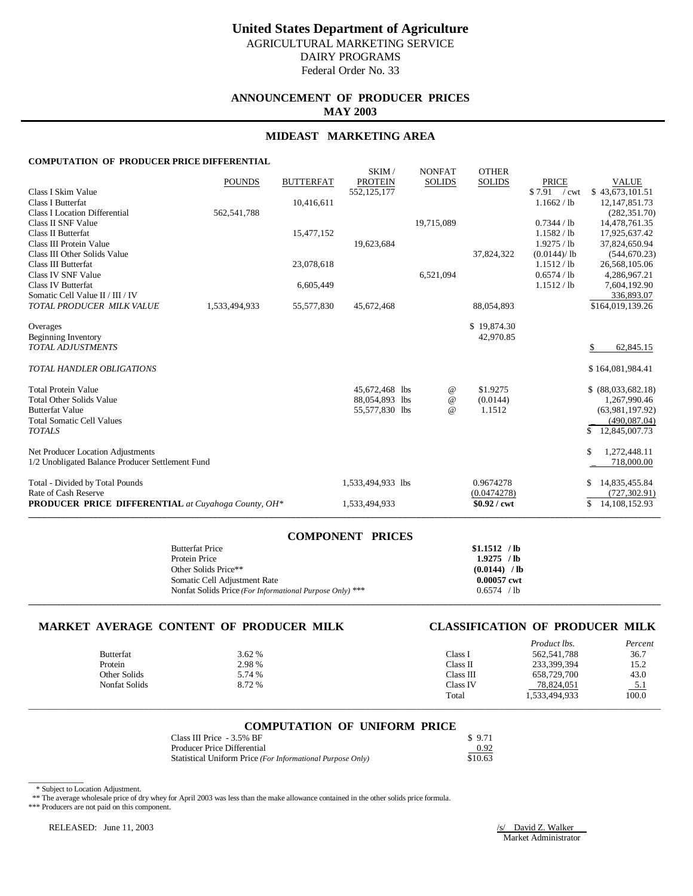# United States Department of Agriculture

AGRICULTURAL MARKETING SERVICE
DAIRY PROGRAMS
Federal Order No. 33

## ANNOUNCEMENT OF PRODUCER PRICES
## MAY 2003

## MIDEAST MARKETING AREA

### COMPUTATION OF PRODUCER PRICE DIFFERENTIAL

| | POUNDS | BUTTERFAT | SKIM / PROTEIN | NONFAT SOLIDS | OTHER SOLIDS | PRICE | VALUE |
|---|---|---|---|---|---|---|---|
| Class I Skim Value | | | 552,125,177 | | | $ 7.91 / cwt | $ 43,673,101.51 |
| Class I Butterfat | | 10,416,611 | | | | 1.1662 / lb | 12,147,851.73 |
| Class I Location Differential | 562,541,788 | | | | | | (282,351.70) |
| Class II SNF Value | | | | 19,715,089 | | 0.7344 / lb | 14,478,761.35 |
| Class II Butterfat | | 15,477,152 | | | | 1.1582 / lb | 17,925,637.42 |
| Class III Protein Value | | | 19,623,684 | | | 1.9275 / lb | 37,824,650.94 |
| Class III Other Solids Value | | | | | 37,824,322 | (0.0144)/ lb | (544,670.23) |
| Class III Butterfat | | 23,078,618 | | | | 1.1512 / lb | 26,568,105.06 |
| Class IV SNF Value | | | | 6,521,094 | | 0.6574 / lb | 4,286,967.21 |
| Class IV Butterfat | | 6,605,449 | | | | 1.1512 / lb | 7,604,192.90 |
| Somatic Cell Value II / III / IV | | | | | | | 336,893.07 |
| *TOTAL PRODUCER MILK VALUE* | 1,533,494,933 | 55,577,830 | 45,672,468 | | 88,054,893 | | $164,019,139.26 |
| Overages | | | | | $ 19,874.30 | | |
| Beginning Inventory | | | | | 42,970.85 | | |
| *TOTAL ADJUSTMENTS* | | | | | | | $ 62,845.15 |
| *TOTAL HANDLER OBLIGATIONS* | | | | | | | $ 164,081,984.41 |
| Total Protein Value | | | 45,672,468 lbs | @ | $1.9275 | | $ (88,033,682.18) |
| Total Other Solids Value | | | 88,054,893 lbs | @ | (0.0144) | | 1,267,990.46 |
| Butterfat Value | | | 55,577,830 lbs | @ | 1.1512 | | (63,981,197.92) |
| Total Somatic Cell Values | | | | | | | (490,087.04) |
| *TOTALS* | | | | | | | $ 12,845,007.73 |
| Net Producer Location Adjustments | | | | | | | $ 1,272,448.11 |
| 1/2 Unobligated Balance Producer Settlement Fund | | | | | | | 718,000.00 |
| Total - Divided by Total Pounds | | | 1,533,494,933 lbs | | 0.9674278 | | $ 14,835,455.84 |
| Rate of Cash Reserve | | | | | (0.0474278) | | (727,302.91) |
| **PRODUCER PRICE DIFFERENTIAL** *at Cuyahoga County, OH** | | | 1,533,494,933 | | **$0.92 / cwt** | | $ 14,108,152.93 |

## COMPONENT PRICES

| | |
|---|---|
| Butterfat Price | **$1.1512 / lb** |
| Protein Price | **1.9275 / lb** |
| Other Solids Price** | **(0.0144) / lb** |
| Somatic Cell Adjustment Rate | **0.00057 cwt** |
| Nonfat Solids Price *(For Informational Purpose Only)* *** | 0.6574 / lb |

## MARKET AVERAGE CONTENT OF PRODUCER MILK

| | |
|---|---|
| Butterfat | 3.62 % |
| Protein | 2.98 % |
| Other Solids | 5.74 % |
| Nonfat Solids | 8.72 % |

## CLASSIFICATION OF PRODUCER MILK

| | *Product lbs.* | *Percent* |
|---|---|---|
| Class I | 562,541,788 | 36.7 |
| Class II | 233,399,394 | 15.2 |
| Class III | 658,729,700 | 43.0 |
| Class IV | 78,824,051 | 5.1 |
| Total | 1,533,494,933 | 100.0 |

## COMPUTATION OF UNIFORM PRICE

| | |
|---|---|
| Class III Price - 3.5% BF | $ 9.71 |
| Producer Price Differential | 0.92 |
| Statistical Uniform Price *(For Informational Purpose Only)* | $10.63 |

\* Subject to Location Adjustment.
** The average wholesale price of dry whey for April 2003 was less than the make allowance contained in the other solids price formula.
*** Producers are not paid on this component.

RELEASED: June 11, 2003

/s/ David Z. Walker
Market Administrator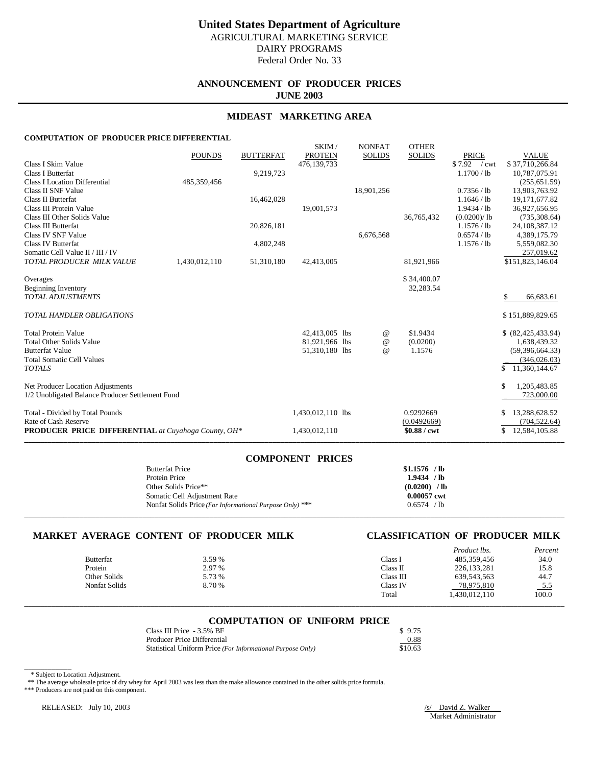# United States Department of Agriculture

AGRICULTURAL MARKETING SERVICE
DAIRY PROGRAMS
Federal Order No. 33

## ANNOUNCEMENT OF PRODUCER PRICES
**JUNE 2003**

## MIDEAST MARKETING AREA

### COMPUTATION OF PRODUCER PRICE DIFFERENTIAL

| | POUNDS | BUTTERFAT | SKIM / PROTEIN | NONFAT SOLIDS | OTHER SOLIDS | PRICE | VALUE |
|---|---|---|---|---|---|---|---|
| Class I Skim Value | | | 476,139,733 | | | $ 7.92 / cwt | $ 37,710,266.84 |
| Class I Butterfat | | 9,219,723 | | | | 1.1700 / lb | 10,787,075.91 |
| Class I Location Differential | 485,359,456 | | | | | | (255,651.59) |
| Class II SNF Value | | | | 18,901,256 | | 0.7356 / lb | 13,903,763.92 |
| Class II Butterfat | | 16,462,028 | | | | 1.1646 / lb | 19,171,677.82 |
| Class III Protein Value | | | 19,001,573 | | | 1.9434 / lb | 36,927,656.95 |
| Class III Other Solids Value | | | | | 36,765,432 | (0.0200)/ lb | (735,308.64) |
| Class III Butterfat | | 20,826,181 | | | | 1.1576 / lb | 24,108,387.12 |
| Class IV SNF Value | | | | 6,676,568 | | 0.6574 / lb | 4,389,175.79 |
| Class IV Butterfat | | 4,802,248 | | | | 1.1576 / lb | 5,559,082.30 |
| Somatic Cell Value II / III / IV | | | | | | | 257,019.62 |
| *TOTAL PRODUCER MILK VALUE* | 1,430,012,110 | 51,310,180 | 42,413,005 | | 81,921,966 | | $151,823,146.04 |
| Overages | | | | | $ 34,400.07 | | |
| Beginning Inventory | | | | | 32,283.54 | | |
| *TOTAL ADJUSTMENTS* | | | | | | | $ 66,683.61 |
| *TOTAL HANDLER OBLIGATIONS* | | | | | | | $ 151,889,829.65 |
| Total Protein Value | | | 42,413,005 lbs | @ | $1.9434 | | $ (82,425,433.94) |
| Total Other Solids Value | | | 81,921,966 lbs | @ | (0.0200) | | 1,638,439.32 |
| Butterfat Value | | | 51,310,180 lbs | @ | 1.1576 | | (59,396,664.33) |
| Total Somatic Cell Values | | | | | | | (346,026.03) |
| *TOTALS* | | | | | | | $ 11,360,144.67 |
| Net Producer Location Adjustments | | | | | | | $ 1,205,483.85 |
| 1/2 Unobligated Balance Producer Settlement Fund | | | | | | | 723,000.00 |
| Total - Divided by Total Pounds | | | 1,430,012,110 lbs | | 0.9292669 | | $ 13,288,628.52 |
| Rate of Cash Reserve | | | | | (0.0492669) | | (704,522.64) |
| **PRODUCER PRICE DIFFERENTIAL** *at Cuyahoga County, OH\** | | | 1,430,012,110 | | **$0.88 / cwt** | | $ 12,584,105.88 |

## COMPONENT PRICES

| | |
|---|---|
| Butterfat Price | **$1.1576 / lb** |
| Protein Price | **1.9434 / lb** |
| Other Solids Price** | **(0.0200) / lb** |
| Somatic Cell Adjustment Rate | **0.00057 cwt** |
| Nonfat Solids Price *(For Informational Purpose Only)* *** | 0.6574 / lb |

## MARKET AVERAGE CONTENT OF PRODUCER MILK

| | |
|---|---|
| Butterfat | 3.59 % |
| Protein | 2.97 % |
| Other Solids | 5.73 % |
| Nonfat Solids | 8.70 % |

## CLASSIFICATION OF PRODUCER MILK

| | *Product lbs.* | *Percent* |
|---|---|---|
| Class I | 485,359,456 | 34.0 |
| Class II | 226,133,281 | 15.8 |
| Class III | 639,543,563 | 44.7 |
| Class IV | 78,975,810 | 5.5 |
| Total | 1,430,012,110 | 100.0 |

## COMPUTATION OF UNIFORM PRICE

| | |
|---|---|
| Class III Price - 3.5% BF | $ 9.75 |
| Producer Price Differential | 0.88 |
| Statistical Uniform Price *(For Informational Purpose Only)* | $10.63 |

\* Subject to Location Adjustment.
\** The average wholesale price of dry whey for April 2003 was less than the make allowance contained in the other solids price formula.
\*** Producers are not paid on this component.

RELEASED: July 10, 2003

/s/ David Z. Walker
Market Administrator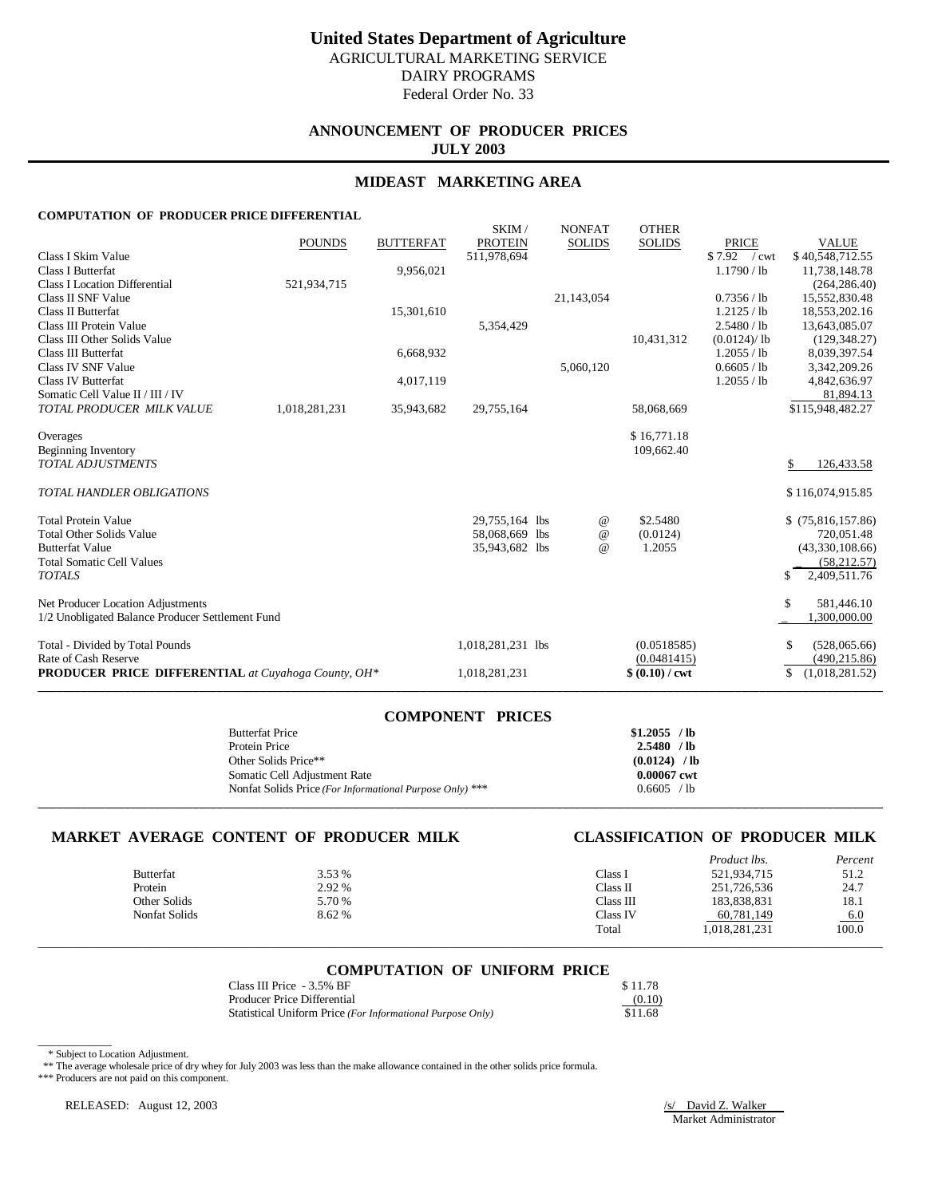# United States Department of Agriculture

AGRICULTURAL MARKETING SERVICE
DAIRY PROGRAMS
Federal Order No. 33

## ANNOUNCEMENT OF PRODUCER PRICES
**JULY 2003**

## MIDEAST MARKETING AREA

**COMPUTATION OF PRODUCER PRICE DIFFERENTIAL**

| | POUNDS | BUTTERFAT | SKIM / PROTEIN | NONFAT SOLIDS | OTHER SOLIDS | PRICE | VALUE |
|---|---|---|---|---|---|---|---|
| Class I Skim Value | | | 511,978,694 | | | $ 7.92 / cwt | $ 40,548,712.55 |
| Class I Butterfat | | 9,956,021 | | | | 1.1790 / lb | 11,738,148.78 |
| Class I Location Differential | 521,934,715 | | | | | | (264,286.40) |
| Class II SNF Value | | | | 21,143,054 | | 0.7356 / lb | 15,552,830.48 |
| Class II Butterfat | | 15,301,610 | | | | 1.2125 / lb | 18,553,202.16 |
| Class III Protein Value | | | 5,354,429 | | | 2.5480 / lb | 13,643,085.07 |
| Class III Other Solids Value | | | | | 10,431,312 | (0.0124)/ lb | (129,348.27) |
| Class III Butterfat | | 6,668,932 | | | | 1.2055 / lb | 8,039,397.54 |
| Class IV SNF Value | | | | 5,060,120 | | 0.6605 / lb | 3,342,209.26 |
| Class IV Butterfat | | 4,017,119 | | | | 1.2055 / lb | 4,842,636.97 |
| Somatic Cell Value II / III / IV | | | | | | | 81,894.13 |
| *TOTAL PRODUCER MILK VALUE* | 1,018,281,231 | 35,943,682 | 29,755,164 | | 58,068,669 | | $115,948,482.27 |
| | | | | | | | |
| Overages | | | | | $ 16,771.18 | | |
| Beginning Inventory | | | | | 109,662.40 | | |
| *TOTAL ADJUSTMENTS* | | | | | | | $ 126,433.58 |
| | | | | | | | |
| *TOTAL HANDLER OBLIGATIONS* | | | | | | | $ 116,074,915.85 |
| | | | | | | | |
| Total Protein Value | | | 29,755,164 lbs | @ | $2.5480 | | $ (75,816,157.86) |
| Total Other Solids Value | | | 58,068,669 lbs | @ | (0.0124) | | 720,051.48 |
| Butterfat Value | | | 35,943,682 lbs | @ | 1.2055 | | (43,330,108.66) |
| Total Somatic Cell Values | | | | | | | (58,212.57) |
| *TOTALS* | | | | | | | $ 2,409,511.76 |
| | | | | | | | |
| Net Producer Location Adjustments | | | | | | | $ 581,446.10 |
| 1/2 Unobligated Balance Producer Settlement Fund | | | | | | | 1,300,000.00 |
| | | | | | | | |
| Total - Divided by Total Pounds | | | 1,018,281,231 lbs | | (0.0518585) | | $ (528,065.66) |
| Rate of Cash Reserve | | | | | (0.0481415) | | (490,215.86) |
| **PRODUCER PRICE DIFFERENTIAL** *at Cuyahoga County, OH\** | | | 1,018,281,231 | | **$ (0.10) / cwt** | | $ (1,018,281.52) |

## COMPONENT PRICES

| | |
|---|---|
| Butterfat Price | **$1.2055 / lb** |
| Protein Price | **2.5480 / lb** |
| Other Solids Price** | **(0.0124) / lb** |
| Somatic Cell Adjustment Rate | **0.00067 cwt** |
| Nonfat Solids Price *(For Informational Purpose Only)* *** | 0.6605 / lb |

## MARKET AVERAGE CONTENT OF PRODUCER MILK

| | |
|---|---|
| Butterfat | 3.53 % |
| Protein | 2.92 % |
| Other Solids | 5.70 % |
| Nonfat Solids | 8.62 % |

## CLASSIFICATION OF PRODUCER MILK

| | *Product lbs.* | *Percent* |
|---|---|---|
| Class I | 521,934,715 | 51.2 |
| Class II | 251,726,536 | 24.7 |
| Class III | 183,838,831 | 18.1 |
| Class IV | 60,781,149 | 6.0 |
| Total | 1,018,281,231 | 100.0 |

## COMPUTATION OF UNIFORM PRICE

| | |
|---|---|
| Class III Price - 3.5% BF | $ 11.78 |
| Producer Price Differential | (0.10) |
| Statistical Uniform Price *(For Informational Purpose Only)* | $11.68 |

\* Subject to Location Adjustment.
** The average wholesale price of dry whey for July 2003 was less than the make allowance contained in the other solids price formula.
*** Producers are not paid on this component.

RELEASED: August 12, 2003

/s/ David Z. Walker
Market Administrator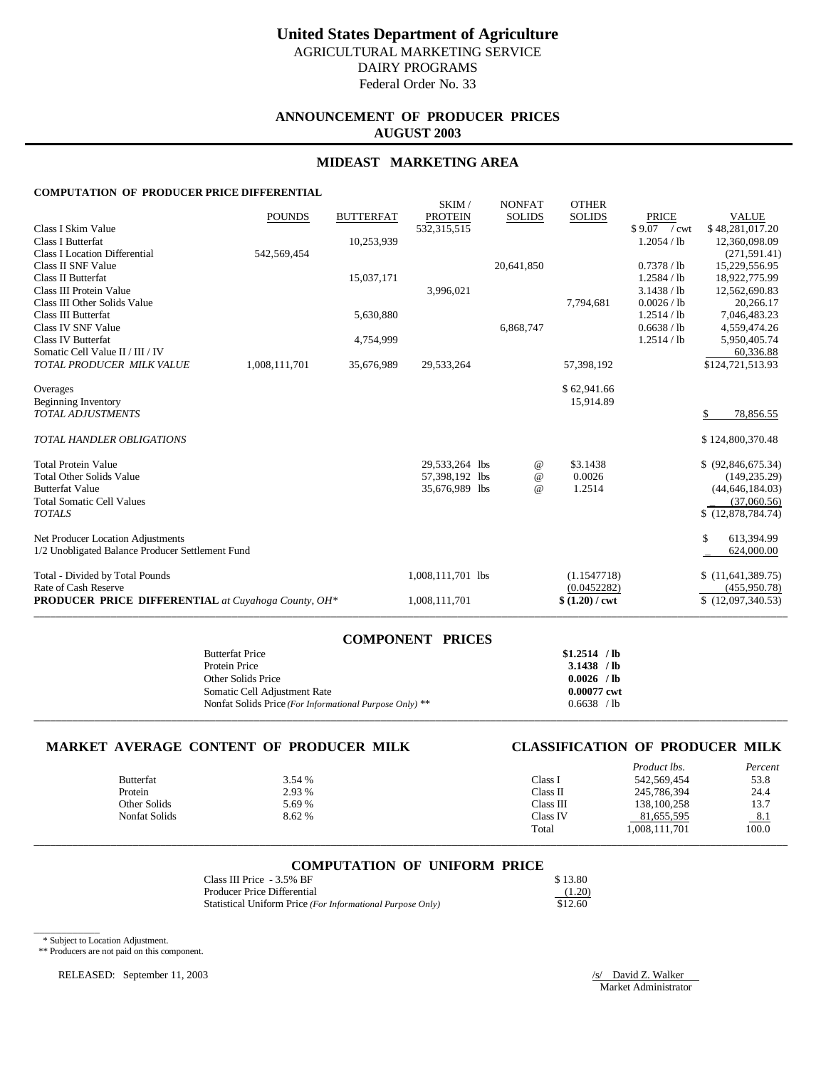# United States Department of Agriculture

AGRICULTURAL MARKETING SERVICE
DAIRY PROGRAMS
Federal Order No. 33

## ANNOUNCEMENT OF PRODUCER PRICES
## AUGUST 2003

## MIDEAST MARKETING AREA

### COMPUTATION OF PRODUCER PRICE DIFFERENTIAL

| | POUNDS | BUTTERFAT | SKIM / PROTEIN | NONFAT SOLIDS | OTHER SOLIDS | PRICE | VALUE |
|---|---|---|---|---|---|---|---|
| Class I Skim Value | | | 532,315,515 | | | $ 9.07 / cwt | $ 48,281,017.20 |
| Class I Butterfat | | 10,253,939 | | | | 1.2054 / lb | 12,360,098.09 |
| Class I Location Differential | 542,569,454 | | | | | | (271,591.41) |
| Class II SNF Value | | | | 20,641,850 | | 0.7378 / lb | 15,229,556.95 |
| Class II Butterfat | | 15,037,171 | | | | 1.2584 / lb | 18,922,775.99 |
| Class III Protein Value | | | 3,996,021 | | | 3.1438 / lb | 12,562,690.83 |
| Class III Other Solids Value | | | | | 7,794,681 | 0.0026 / lb | 20,266.17 |
| Class III Butterfat | | 5,630,880 | | | | 1.2514 / lb | 7,046,483.23 |
| Class IV SNF Value | | | | 6,868,747 | | 0.6638 / lb | 4,559,474.26 |
| Class IV Butterfat | | 4,754,999 | | | | 1.2514 / lb | 5,950,405.74 |
| Somatic Cell Value II / III / IV | | | | | | | 60,336.88 |
| *TOTAL PRODUCER MILK VALUE* | 1,008,111,701 | 35,676,989 | 29,533,264 | | 57,398,192 | | $124,721,513.93 |
| | | | | | | | |
| Overages | | | | | $ 62,941.66 | | |
| Beginning Inventory | | | | | 15,914.89 | | |
| *TOTAL ADJUSTMENTS* | | | | | | | $ 78,856.55 |
| | | | | | | | |
| *TOTAL HANDLER OBLIGATIONS* | | | | | | | $ 124,800,370.48 |
| | | | | | | | |
| Total Protein Value | | | 29,533,264 lbs | @ | $3.1438 | | $ (92,846,675.34) |
| Total Other Solids Value | | | 57,398,192 lbs | @ | 0.0026 | | (149,235.29) |
| Butterfat Value | | | 35,676,989 lbs | @ | 1.2514 | | (44,646,184.03) |
| Total Somatic Cell Values | | | | | | | (37,060.56) |
| *TOTALS* | | | | | | | $ (12,878,784.74) |
| | | | | | | | |
| Net Producer Location Adjustments | | | | | | | $ 613,394.99 |
| 1/2 Unobligated Balance Producer Settlement Fund | | | | | | | 624,000.00 |
| | | | | | | | |
| Total - Divided by Total Pounds | | | 1,008,111,701 lbs | | (1.1547718) | | $ (11,641,389.75) |
| Rate of Cash Reserve | | | | | (0.0452282) | | (455,950.78) |
| **PRODUCER PRICE DIFFERENTIAL** *at Cuyahoga County, OH\** | | | 1,008,111,701 | | **$ (1.20) / cwt** | | $ (12,097,340.53) |

## COMPONENT PRICES

| | |
|---|---|
| Butterfat Price | **$1.2514 / lb** |
| Protein Price | **3.1438 / lb** |
| Other Solids Price | **0.0026 / lb** |
| Somatic Cell Adjustment Rate | **0.00077 cwt** |
| Nonfat Solids Price *(For Informational Purpose Only)* ** | 0.6638 / lb |

## MARKET AVERAGE CONTENT OF PRODUCER MILK

| | |
|---|---|
| Butterfat | 3.54 % |
| Protein | 2.93 % |
| Other Solids | 5.69 % |
| Nonfat Solids | 8.62 % |

## CLASSIFICATION OF PRODUCER MILK

| | *Product lbs.* | *Percent* |
|---|---|---|
| Class I | 542,569,454 | 53.8 |
| Class II | 245,786,394 | 24.4 |
| Class III | 138,100,258 | 13.7 |
| Class IV | 81,655,595 | 8.1 |
| Total | 1,008,111,701 | 100.0 |

## COMPUTATION OF UNIFORM PRICE

| | |
|---|---|
| Class III Price - 3.5% BF | $ 13.80 |
| Producer Price Differential | (1.20) |
| Statistical Uniform Price *(For Informational Purpose Only)* | $12.60 |

\* Subject to Location Adjustment.
** Producers are not paid on this component.

RELEASED: September 11, 2003

/s/ David Z. Walker
Market Administrator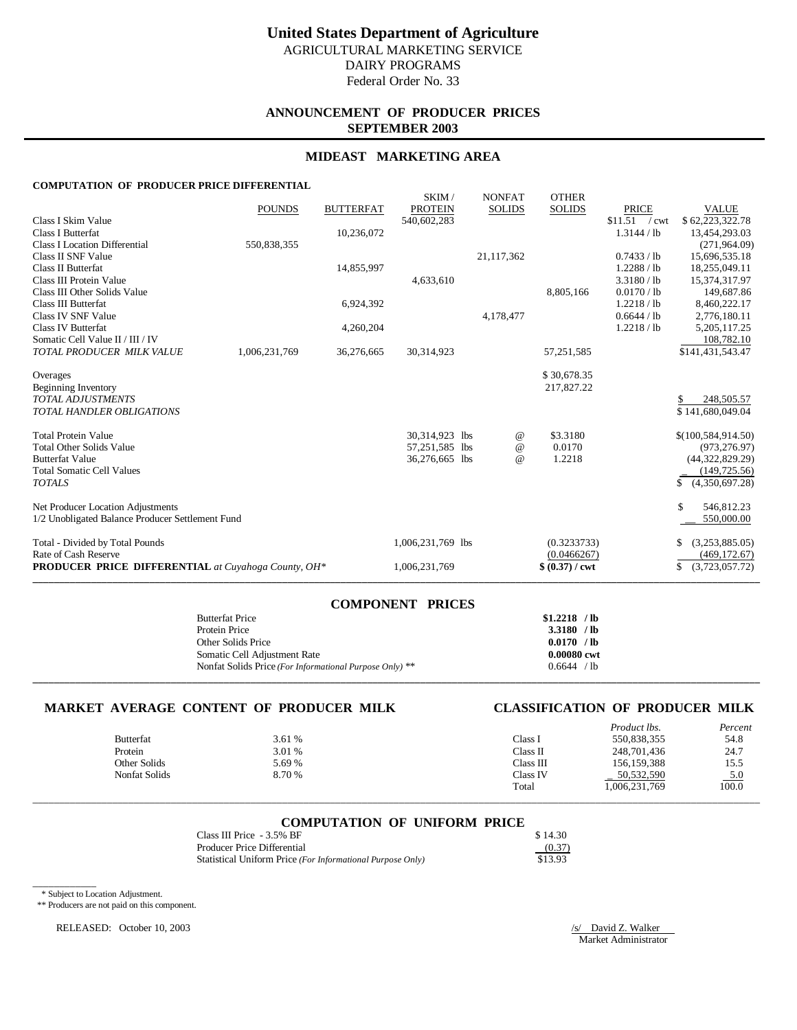# United States Department of Agriculture

AGRICULTURAL MARKETING SERVICE
DAIRY PROGRAMS
Federal Order No. 33

## ANNOUNCEMENT OF PRODUCER PRICES
## SEPTEMBER 2003

## MIDEAST MARKETING AREA

### COMPUTATION OF PRODUCER PRICE DIFFERENTIAL

| | POUNDS | BUTTERFAT | SKIM / PROTEIN | NONFAT SOLIDS | OTHER SOLIDS | PRICE | VALUE |
|---|---|---|---|---|---|---|---|
| Class I Skim Value | | | 540,602,283 | | | $11.51 / cwt | $ 62,223,322.78 |
| Class I Butterfat | | 10,236,072 | | | | 1.3144 / lb | 13,454,293.03 |
| Class I Location Differential | 550,838,355 | | | | | | (271,964.09) |
| Class II SNF Value | | | | 21,117,362 | | 0.7433 / lb | 15,696,535.18 |
| Class II Butterfat | | 14,855,997 | | | | 1.2288 / lb | 18,255,049.11 |
| Class III Protein Value | | | 4,633,610 | | | 3.3180 / lb | 15,374,317.97 |
| Class III Other Solids Value | | | | | 8,805,166 | 0.0170 / lb | 149,687.86 |
| Class III Butterfat | | 6,924,392 | | | | 1.2218 / lb | 8,460,222.17 |
| Class IV SNF Value | | | | 4,178,477 | | 0.6644 / lb | 2,776,180.11 |
| Class IV Butterfat | | 4,260,204 | | | | 1.2218 / lb | 5,205,117.25 |
| Somatic Cell Value II / III / IV | | | | | | | 108,782.10 |
| *TOTAL PRODUCER MILK VALUE* | 1,006,231,769 | 36,276,665 | 30,314,923 | | 57,251,585 | | $141,431,543.47 |
| Overages | | | | | $ 30,678.35 | | |
| Beginning Inventory | | | | | 217,827.22 | | |
| *TOTAL ADJUSTMENTS* | | | | | | | $ 248,505.57 |
| *TOTAL HANDLER OBLIGATIONS* | | | | | | | $ 141,680,049.04 |
| Total Protein Value | | | 30,314,923 lbs | @ | $3.3180 | | $(100,584,914.50) |
| Total Other Solids Value | | | 57,251,585 lbs | @ | 0.0170 | | (973,276.97) |
| Butterfat Value | | | 36,276,665 lbs | @ | 1.2218 | | (44,322,829.29) |
| Total Somatic Cell Values | | | | | | | (149,725.56) |
| *TOTALS* | | | | | | | $ (4,350,697.28) |
| Net Producer Location Adjustments | | | | | | | $ 546,812.23 |
| 1/2 Unobligated Balance Producer Settlement Fund | | | | | | | 550,000.00 |
| Total - Divided by Total Pounds | | | 1,006,231,769 lbs | | (0.3233733) | | $ (3,253,885.05) |
| Rate of Cash Reserve | | | | | (0.0466267) | | (469,172.67) |
| **PRODUCER PRICE DIFFERENTIAL** *at Cuyahoga County, OH\** | | | 1,006,231,769 | | **$ (0.37) / cwt** | | $ (3,723,057.72) |

### COMPONENT PRICES

| | |
|---|---|
| Butterfat Price | **$1.2218 / lb** |
| Protein Price | **3.3180 / lb** |
| Other Solids Price | **0.0170 / lb** |
| Somatic Cell Adjustment Rate | **0.00080 cwt** |
| Nonfat Solids Price *(For Informational Purpose Only)* ** | 0.6644 / lb |

### MARKET AVERAGE CONTENT OF PRODUCER MILK

| | |
|---|---|
| Butterfat | 3.61 % |
| Protein | 3.01 % |
| Other Solids | 5.69 % |
| Nonfat Solids | 8.70 % |

### CLASSIFICATION OF PRODUCER MILK

| | *Product lbs.* | *Percent* |
|---|---|---|
| Class I | 550,838,355 | 54.8 |
| Class II | 248,701,436 | 24.7 |
| Class III | 156,159,388 | 15.5 |
| Class IV | 50,532,590 | 5.0 |
| Total | 1,006,231,769 | 100.0 |

### COMPUTATION OF UNIFORM PRICE

| | |
|---|---|
| Class III Price - 3.5% BF | $ 14.30 |
| Producer Price Differential | (0.37) |
| Statistical Uniform Price *(For Informational Purpose Only)* | $13.93 |

\* Subject to Location Adjustment.
** Producers are not paid on this component.

RELEASED: October 10, 2003

/s/ David Z. Walker
Market Administrator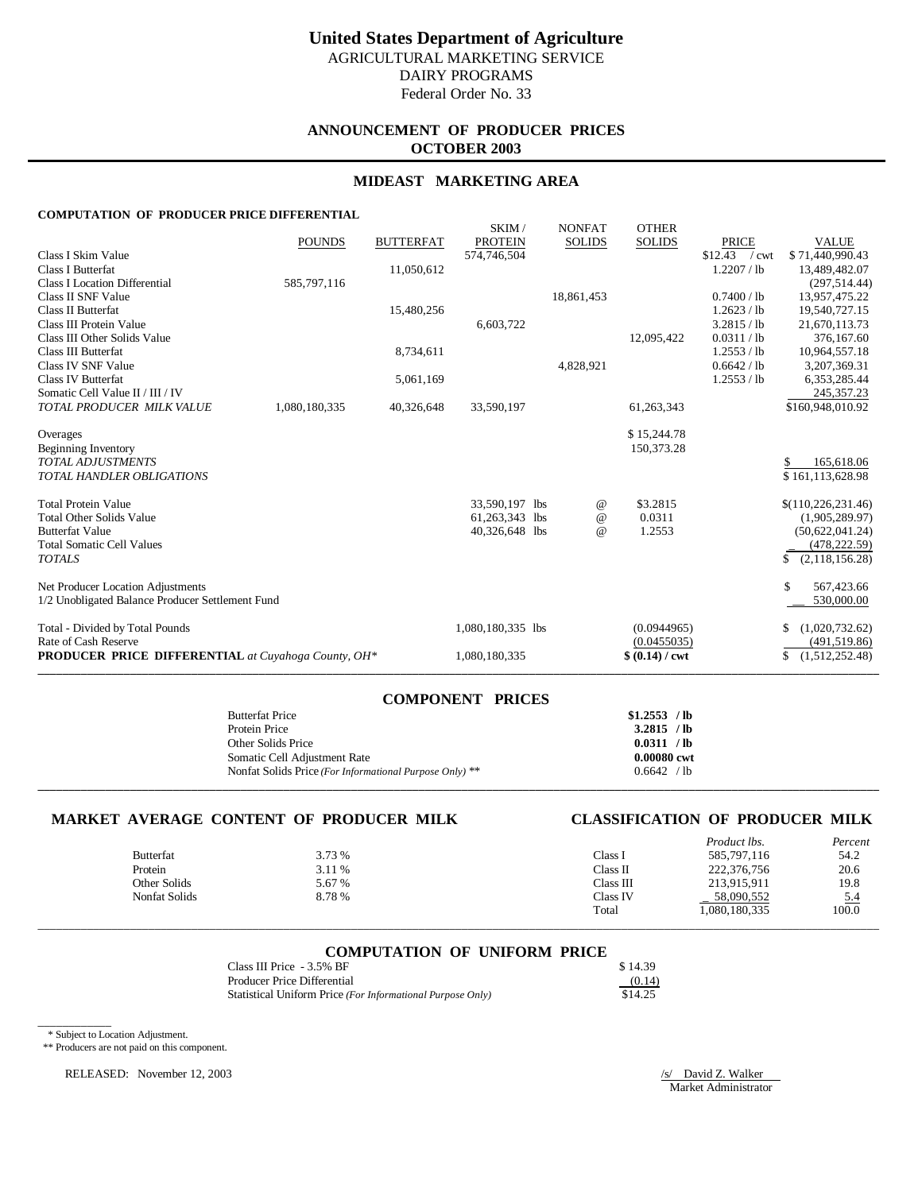# United States Department of Agriculture

AGRICULTURAL MARKETING SERVICE
DAIRY PROGRAMS
Federal Order No. 33

## ANNOUNCEMENT OF PRODUCER PRICES
## OCTOBER 2003

## MIDEAST MARKETING AREA

### COMPUTATION OF PRODUCER PRICE DIFFERENTIAL

| | POUNDS | BUTTERFAT | SKIM / PROTEIN | NONFAT SOLIDS | OTHER SOLIDS | PRICE | VALUE |
|---|---|---|---|---|---|---|---|
| Class I Skim Value | | | 574,746,504 | | | $12.43 / cwt | $ 71,440,990.43 |
| Class I Butterfat | | 11,050,612 | | | | 1.2207 / lb | 13,489,482.07 |
| Class I Location Differential | 585,797,116 | | | | | | (297,514.44) |
| Class II SNF Value | | | | 18,861,453 | | 0.7400 / lb | 13,957,475.22 |
| Class II Butterfat | | 15,480,256 | | | | 1.2623 / lb | 19,540,727.15 |
| Class III Protein Value | | | 6,603,722 | | | 3.2815 / lb | 21,670,113.73 |
| Class III Other Solids Value | | | | | 12,095,422 | 0.0311 / lb | 376,167.60 |
| Class III Butterfat | | 8,734,611 | | | | 1.2553 / lb | 10,964,557.18 |
| Class IV SNF Value | | | | 4,828,921 | | 0.6642 / lb | 3,207,369.31 |
| Class IV Butterfat | | 5,061,169 | | | | 1.2553 / lb | 6,353,285.44 |
| Somatic Cell Value II / III / IV | | | | | | | 245,357.23 |
| *TOTAL PRODUCER MILK VALUE* | 1,080,180,335 | 40,326,648 | 33,590,197 | | 61,263,343 | | $160,948,010.92 |
| Overages | | | | | $ 15,244.78 | | |
| Beginning Inventory | | | | | 150,373.28 | | |
| *TOTAL ADJUSTMENTS* | | | | | | | $ 165,618.06 |
| *TOTAL HANDLER OBLIGATIONS* | | | | | | | $ 161,113,628.98 |
| Total Protein Value | | | 33,590,197 lbs | @ | $3.2815 | | $(110,226,231.46) |
| Total Other Solids Value | | | 61,263,343 lbs | @ | 0.0311 | | (1,905,289.97) |
| Butterfat Value | | | 40,326,648 lbs | @ | 1.2553 | | (50,622,041.24) |
| Total Somatic Cell Values | | | | | | | (478,222.59) |
| *TOTALS* | | | | | | | $ (2,118,156.28) |
| Net Producer Location Adjustments | | | | | | | $ 567,423.66 |
| 1/2 Unobligated Balance Producer Settlement Fund | | | | | | | 530,000.00 |
| Total - Divided by Total Pounds | | | 1,080,180,335 lbs | | (0.0944965) | | $ (1,020,732.62) |
| Rate of Cash Reserve | | | | | (0.0455035) | | (491,519.86) |
| **PRODUCER PRICE DIFFERENTIAL** *at Cuyahoga County, OH\** | | | 1,080,180,335 | | **$ (0.14) / cwt** | | $ (1,512,252.48) |

## COMPONENT PRICES

| | |
|---|---|
| Butterfat Price | **$1.2553 / lb** |
| Protein Price | **3.2815 / lb** |
| Other Solids Price | **0.0311 / lb** |
| Somatic Cell Adjustment Rate | **0.00080 cwt** |
| Nonfat Solids Price *(For Informational Purpose Only)* ** | 0.6642 / lb |

## MARKET AVERAGE CONTENT OF PRODUCER MILK

| | |
|---|---|
| Butterfat | 3.73 % |
| Protein | 3.11 % |
| Other Solids | 5.67 % |
| Nonfat Solids | 8.78 % |

## CLASSIFICATION OF PRODUCER MILK

| | *Product lbs.* | *Percent* |
|---|---|---|
| Class I | 585,797,116 | 54.2 |
| Class II | 222,376,756 | 20.6 |
| Class III | 213,915,911 | 19.8 |
| Class IV | 58,090,552 | 5.4 |
| Total | 1,080,180,335 | 100.0 |

## COMPUTATION OF UNIFORM PRICE

| | |
|---|---|
| Class III Price - 3.5% BF | $ 14.39 |
| Producer Price Differential | (0.14) |
| Statistical Uniform Price *(For Informational Purpose Only)* | $14.25 |

\* Subject to Location Adjustment.
** Producers are not paid on this component.

RELEASED: November 12, 2003

/s/ David Z. Walker
Market Administrator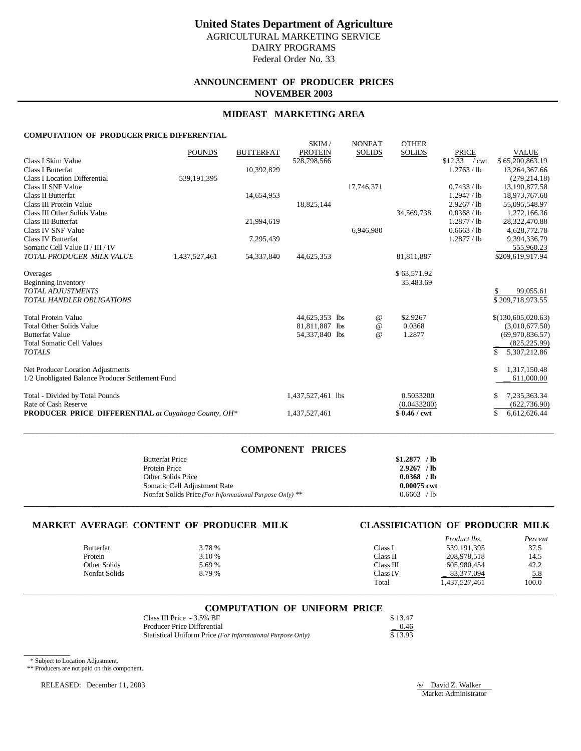# United States Department of Agriculture

AGRICULTURAL MARKETING SERVICE
DAIRY PROGRAMS
Federal Order No. 33

## ANNOUNCEMENT OF PRODUCER PRICES
## NOVEMBER 2003

## MIDEAST MARKETING AREA

### COMPUTATION OF PRODUCER PRICE DIFFERENTIAL

| | POUNDS | BUTTERFAT | SKIM / PROTEIN | NONFAT SOLIDS | OTHER SOLIDS | PRICE | VALUE |
|---|---|---|---|---|---|---|---|
| Class I Skim Value | | | 528,798,566 | | | $12.33 / cwt | $ 65,200,863.19 |
| Class I Butterfat | | 10,392,829 | | | | 1.2763 / lb | 13,264,367.66 |
| Class I Location Differential | 539,191,395 | | | | | | (279,214.18) |
| Class II SNF Value | | | | 17,746,371 | | 0.7433 / lb | 13,190,877.58 |
| Class II Butterfat | | 14,654,953 | | | | 1.2947 / lb | 18,973,767.68 |
| Class III Protein Value | | | 18,825,144 | | | 2.9267 / lb | 55,095,548.97 |
| Class III Other Solids Value | | | | | 34,569,738 | 0.0368 / lb | 1,272,166.36 |
| Class III Butterfat | | 21,994,619 | | | | 1.2877 / lb | 28,322,470.88 |
| Class IV SNF Value | | | | 6,946,980 | | 0.6663 / lb | 4,628,772.78 |
| Class IV Butterfat | | 7,295,439 | | | | 1.2877 / lb | 9,394,336.79 |
| Somatic Cell Value II / III / IV | | | | | | | 555,960.23 |
| *TOTAL PRODUCER MILK VALUE* | 1,437,527,461 | 54,337,840 | 44,625,353 | | 81,811,887 | | $209,619,917.94 |
| | | | | | | | |
| Overages | | | | | $ 63,571.92 | | |
| Beginning Inventory | | | | | 35,483.69 | | |
| *TOTAL ADJUSTMENTS* | | | | | | | $ 99,055.61 |
| *TOTAL HANDLER OBLIGATIONS* | | | | | | | $ 209,718,973.55 |
| | | | | | | | |
| Total Protein Value | | | 44,625,353 lbs | @ | $2.9267 | | $(130,605,020.63) |
| Total Other Solids Value | | | 81,811,887 lbs | @ | 0.0368 | | (3,010,677.50) |
| Butterfat Value | | | 54,337,840 lbs | @ | 1.2877 | | (69,970,836.57) |
| Total Somatic Cell Values | | | | | | | (825,225.99) |
| *TOTALS* | | | | | | | $ 5,307,212.86 |
| | | | | | | | |
| Net Producer Location Adjustments | | | | | | | $ 1,317,150.48 |
| 1/2 Unobligated Balance Producer Settlement Fund | | | | | | | 611,000.00 |
| | | | | | | | |
| Total - Divided by Total Pounds | | | 1,437,527,461 lbs | | 0.5033200 | | $ 7,235,363.34 |
| Rate of Cash Reserve | | | | | (0.0433200) | | (622,736.90) |
| **PRODUCER PRICE DIFFERENTIAL** *at Cuyahoga County, OH\** | | | 1,437,527,461 | | **$ 0.46 / cwt** | | $ 6,612,626.44 |

## COMPONENT PRICES

| | |
|---|---|
| Butterfat Price | **$1.2877 / lb** |
| Protein Price | **2.9267 / lb** |
| Other Solids Price | **0.0368 / lb** |
| Somatic Cell Adjustment Rate | **0.00075 cwt** |
| Nonfat Solids Price *(For Informational Purpose Only)* ** | 0.6663 / lb |

## MARKET AVERAGE CONTENT OF PRODUCER MILK

| | |
|---|---|
| Butterfat | 3.78 % |
| Protein | 3.10 % |
| Other Solids | 5.69 % |
| Nonfat Solids | 8.79 % |

## CLASSIFICATION OF PRODUCER MILK

| | *Product lbs.* | *Percent* |
|---|---|---|
| Class I | 539,191,395 | 37.5 |
| Class II | 208,978,518 | 14.5 |
| Class III | 605,980,454 | 42.2 |
| Class IV | 83,377,094 | 5.8 |
| Total | 1,437,527,461 | 100.0 |

## COMPUTATION OF UNIFORM PRICE

| | |
|---|---|
| Class III Price - 3.5% BF | $ 13.47 |
| Producer Price Differential | 0.46 |
| Statistical Uniform Price *(For Informational Purpose Only)* | $ 13.93 |

\* Subject to Location Adjustment.
** Producers are not paid on this component.

RELEASED: December 11, 2003

/s/ David Z. Walker
Market Administrator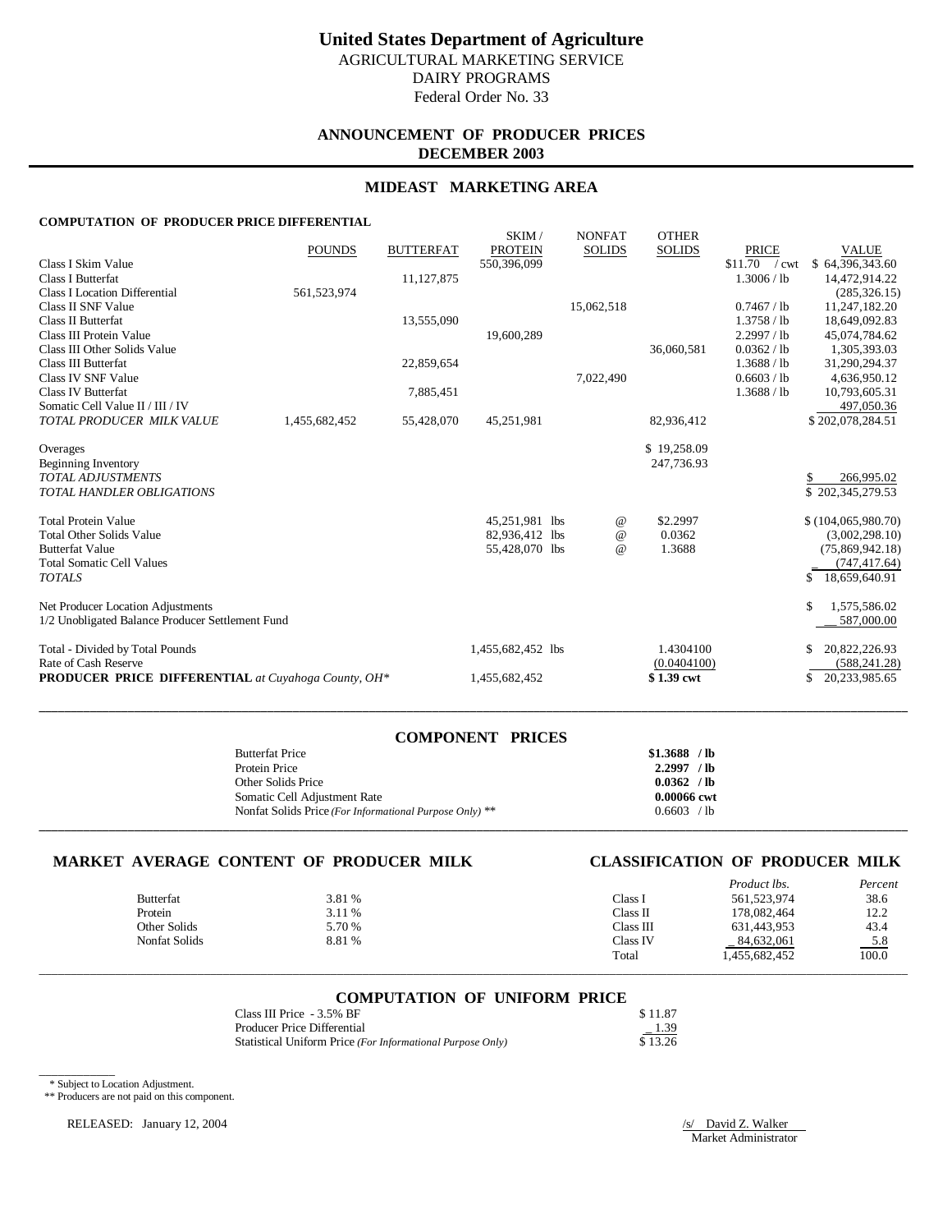# United States Department of Agriculture

AGRICULTURAL MARKETING SERVICE
DAIRY PROGRAMS
Federal Order No. 33

## ANNOUNCEMENT OF PRODUCER PRICES
## DECEMBER 2003

## MIDEAST MARKETING AREA

### COMPUTATION OF PRODUCER PRICE DIFFERENTIAL

| | POUNDS | BUTTERFAT | SKIM / PROTEIN | NONFAT SOLIDS | OTHER SOLIDS | PRICE | VALUE |
|---|---|---|---|---|---|---|---|
| Class I Skim Value | | | 550,396,099 | | | $11.70 / cwt | $ 64,396,343.60 |
| Class I Butterfat | | 11,127,875 | | | | 1.3006 / lb | 14,472,914.22 |
| Class I Location Differential | 561,523,974 | | | | | | (285,326.15) |
| Class II SNF Value | | | | 15,062,518 | | 0.7467 / lb | 11,247,182.20 |
| Class II Butterfat | | 13,555,090 | | | | 1.3758 / lb | 18,649,092.83 |
| Class III Protein Value | | | 19,600,289 | | | 2.2997 / lb | 45,074,784.62 |
| Class III Other Solids Value | | | | | 36,060,581 | 0.0362 / lb | 1,305,393.03 |
| Class III Butterfat | | 22,859,654 | | | | 1.3688 / lb | 31,290,294.37 |
| Class IV SNF Value | | | | 7,022,490 | | 0.6603 / lb | 4,636,950.12 |
| Class IV Butterfat | | 7,885,451 | | | | 1.3688 / lb | 10,793,605.31 |
| Somatic Cell Value II / III / IV | | | | | | | 497,050.36 |
| *TOTAL PRODUCER MILK VALUE* | 1,455,682,452 | 55,428,070 | 45,251,981 | | 82,936,412 | | $ 202,078,284.51 |
| | | | | | | | |
| Overages | | | | | $ 19,258.09 | | |
| Beginning Inventory | | | | | 247,736.93 | | |
| *TOTAL ADJUSTMENTS* | | | | | | | $ 266,995.02 |
| *TOTAL HANDLER OBLIGATIONS* | | | | | | | $ 202,345,279.53 |
| | | | | | | | |
| Total Protein Value | | | 45,251,981 lbs | @ | $2.2997 | | $ (104,065,980.70) |
| Total Other Solids Value | | | 82,936,412 lbs | @ | 0.0362 | | (3,002,298.10) |
| Butterfat Value | | | 55,428,070 lbs | @ | 1.3688 | | (75,869,942.18) |
| Total Somatic Cell Values | | | | | | | (747,417.64) |
| *TOTALS* | | | | | | | $ 18,659,640.91 |
| | | | | | | | |
| Net Producer Location Adjustments | | | | | | | $ 1,575,586.02 |
| 1/2 Unobligated Balance Producer Settlement Fund | | | | | | | 587,000.00 |
| | | | | | | | |
| Total - Divided by Total Pounds | | | 1,455,682,452 lbs | | 1.4304100 | | $ 20,822,226.93 |
| Rate of Cash Reserve | | | | | (0.0404100) | | (588,241.28) |
| **PRODUCER PRICE DIFFERENTIAL** *at Cuyahoga County, OH\** | | | 1,455,682,452 | | **$ 1.39 cwt** | | $ 20,233,985.65 |

## COMPONENT PRICES

| | |
|---|---|
| Butterfat Price | **$1.3688 / lb** |
| Protein Price | **2.2997 / lb** |
| Other Solids Price | **0.0362 / lb** |
| Somatic Cell Adjustment Rate | **0.00066 cwt** |
| Nonfat Solids Price *(For Informational Purpose Only)* ** | 0.6603 / lb |

## MARKET AVERAGE CONTENT OF PRODUCER MILK

| | |
|---|---|
| Butterfat | 3.81 % |
| Protein | 3.11 % |
| Other Solids | 5.70 % |
| Nonfat Solids | 8.81 % |

## CLASSIFICATION OF PRODUCER MILK

| | *Product lbs.* | *Percent* |
|---|---|---|
| Class I | 561,523,974 | 38.6 |
| Class II | 178,082,464 | 12.2 |
| Class III | 631,443,953 | 43.4 |
| Class IV | 84,632,061 | 5.8 |
| Total | 1,455,682,452 | 100.0 |

## COMPUTATION OF UNIFORM PRICE

| | |
|---|---|
| Class III Price - 3.5% BF | $ 11.87 |
| Producer Price Differential | 1.39 |
| Statistical Uniform Price *(For Informational Purpose Only)* | $ 13.26 |

\* Subject to Location Adjustment.
** Producers are not paid on this component.

RELEASED: January 12, 2004

/s/ David Z. Walker
Market Administrator